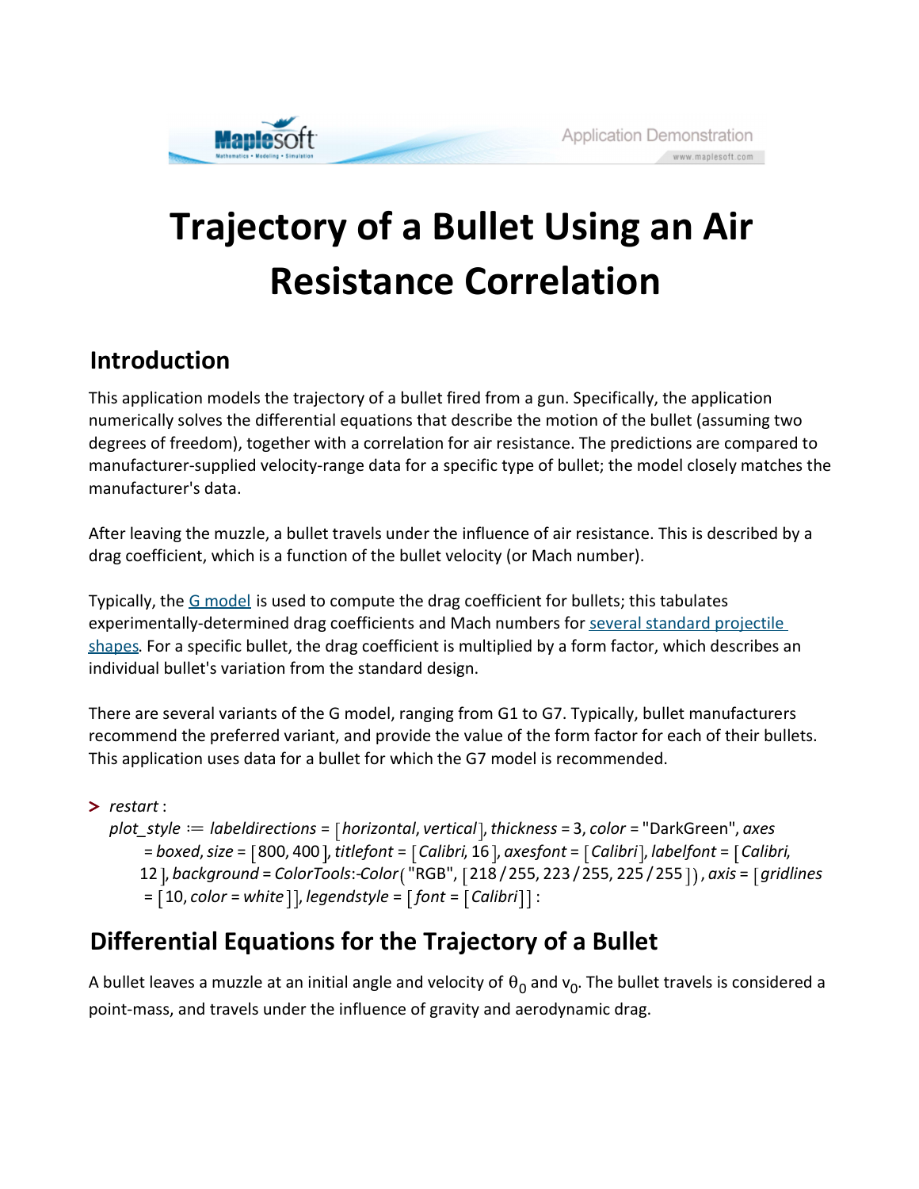# Trajectory of a Bullet Using an Air Resistance Correlation

## Introduction

This application models the trajectory of a bullet fired from a gun. Specifically, the application numerically solves the differential equations that describe the motion of the bullet (assuming two degrees of freedom), together with a correlation for air resistance. The predictions are compared to manufacturer-supplied velocity-range data for a specific type of bullet; the model closely matches the manufacturer's data.

After leaving the muzzle, a bullet travels under the influence of air resistance. This is described by a drag coefficient, which is a function of the bullet velocity (or Mach number).

Typically, the G model is used to compute the drag coefficient for bullets; this tabulates experimentally-determined drag coefficients and Mach numbers for several standard projectile shapes. For a specific bullet, the drag coefficient is multiplied by a form factor, which describes an individual bullet's variation from the standard design.

There are several variants of the G model, ranging from G1 to G7. Typically, bullet manufacturers recommend the preferred variant, and provide the value of the form factor for each of their bullets. This application uses data for a bullet for which the G7 model is recommended.

```
> restart:
  plot_style := labeldirections = [horizontal, vertical], thickness = 3, color = "DarkGreen", axes
     = boxed, size = [800, 400], titlefont = [Calibri, 16], axesfont = [Calibri], labelfont = [Calibri,
     12], background = ColorTools:-Color("RGB", [218/255, 223/255, 225/255]), axis = [gridlines
     = [10, color = white]], legendstyle = [font = [Calibri]]:
```

## Differential Equations for the Trajectory of a Bullet

A bullet leaves a muzzle at an initial angle and velocity of $\theta_0$ and $v_0$. The bullet travels is considered a point-mass, and travels under the influence of gravity and aerodynamic drag.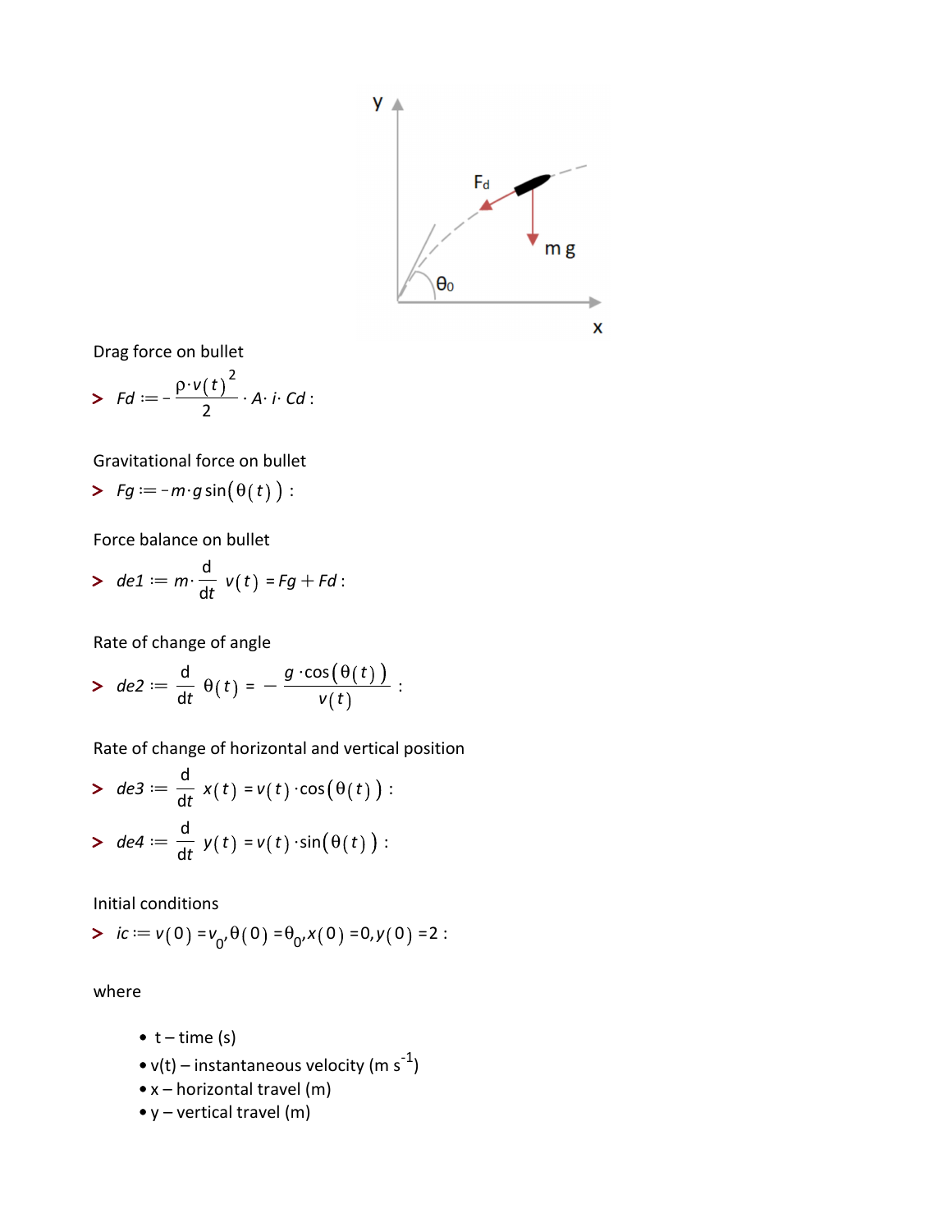Drag force on bullet

$$> Fd := -\frac{\rho \cdot v(t)^2}{2} \cdot A \cdot i \cdot Cd :$$

Gravitational force on bullet

$$> Fg := -m \cdot g \sin(\theta(t)) :$$

Force balance on bullet

$$> de1 := m \cdot \frac{d}{dt} v(t) = Fg + Fd :$$

Rate of change of angle

$$> de2 := \frac{d}{dt} \theta(t) = -\frac{g \cdot \cos(\theta(t))}{v(t)} :$$

Rate of change of horizontal and vertical position

$$> de3 := \frac{d}{dt} x(t) = v(t) \cdot \cos(\theta(t)) :$$

$$> de4 := \frac{d}{dt} y(t) = v(t) \cdot \sin(\theta(t)) :$$

Initial conditions

$$> ic := v(0) = v_0, \theta(0) = \theta_0, x(0) = 0, y(0) = 2 :$$

where

- t – time (s)
- v(t) – instantaneous velocity (m $s^{-1}$)
- x – horizontal travel (m)
- y – vertical travel (m)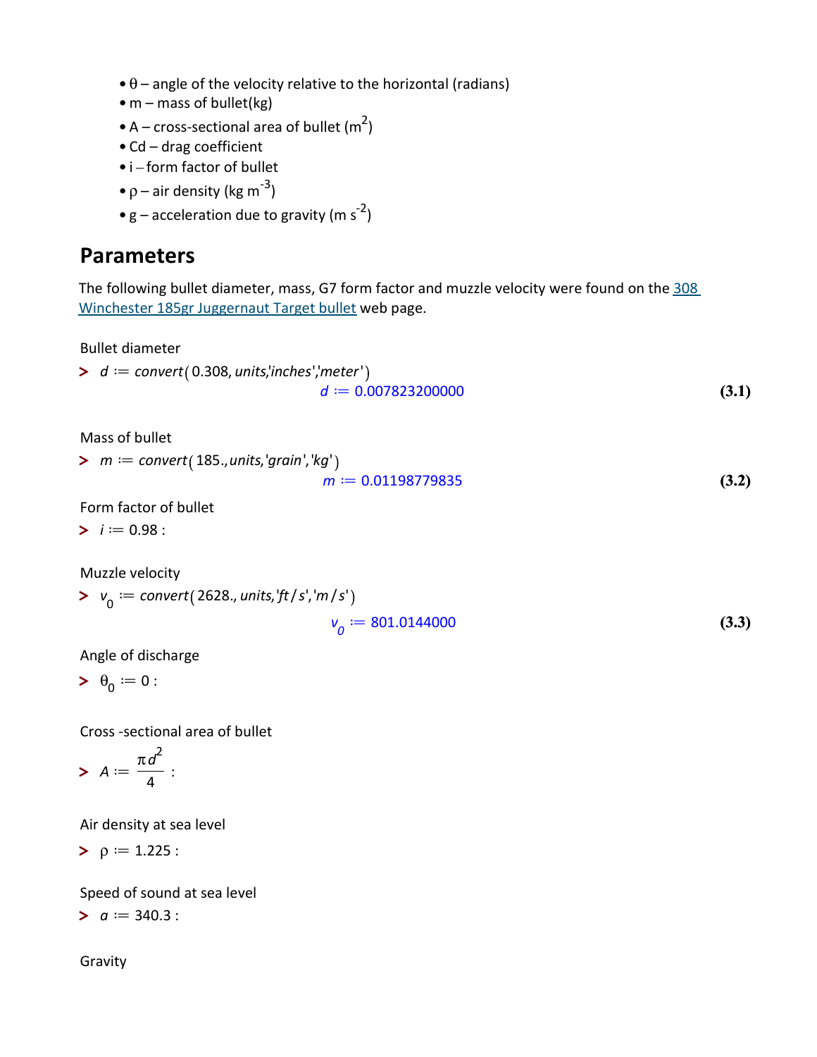- $\theta$ – angle of the velocity relative to the horizontal (radians)
- m – mass of bullet(kg)
- A – cross-sectional area of bullet ($m^2$)
- Cd – drag coefficient
- i – form factor of bullet
- $\rho$ – air density (kg $m^{-3}$)
- g – acceleration due to gravity (m $s^{-2}$)

## Parameters

The following bullet diameter, mass, G7 form factor and muzzle velocity were found on the 308 Winchester 185gr Juggernaut Target bullet web page.

Bullet diameter

```
> d := convert(0.308, units,'inches','meter')
```

$$d := 0.007823200000 \tag{3.1}$$

Mass of bullet

```
> m := convert(185., units,'grain','kg')
```

$$m := 0.01198779835 \tag{3.2}$$

Form factor of bullet

```
> i := 0.98 :
```

Muzzle velocity

```
> v_0 := convert(2628., units,'ft/s','m/s')
```

$$v_0 := 801.0144000 \tag{3.3}$$

Angle of discharge

```
> θ_0 := 0 :
```

Cross -sectional area of bullet

$$> A := \frac{\pi d^2}{4} :$$

Air density at sea level

```
> ρ := 1.225 :
```

Speed of sound at sea level

```
> a := 340.3 :
```

Gravity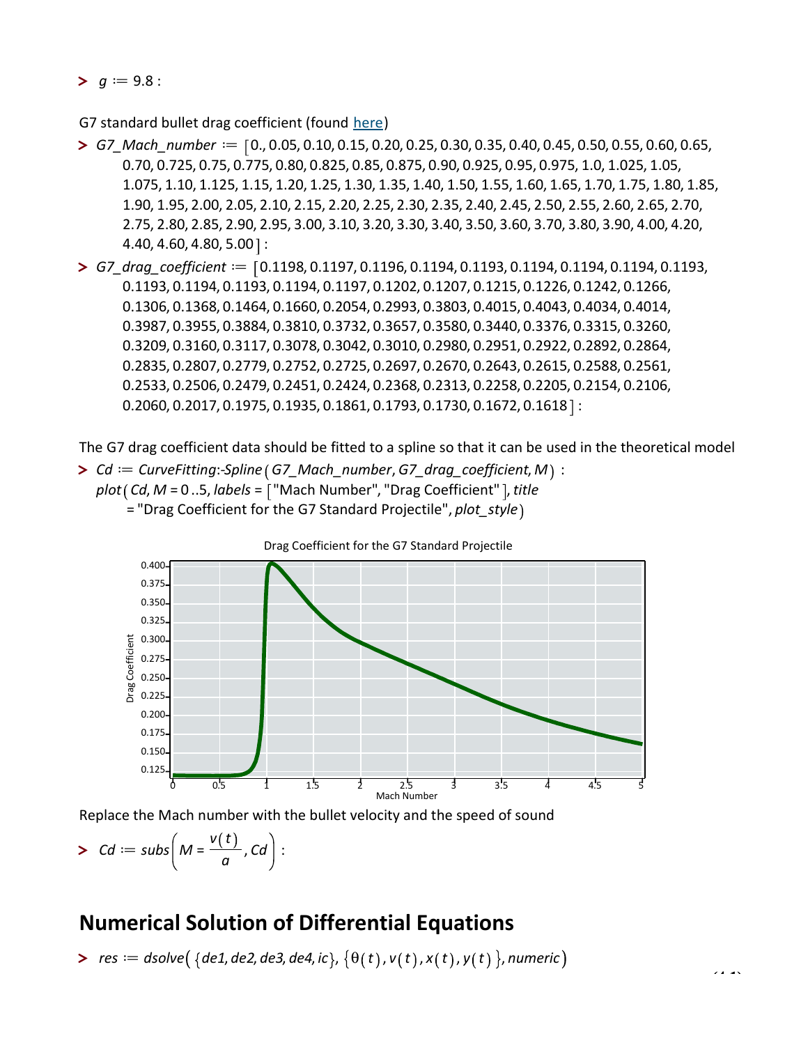> $g := 9.8:$

G7 standard bullet drag coefficient (found here)

> $G7\_Mach\_number := [0., 0.05, 0.10, 0.15, 0.20, 0.25, 0.30, 0.35, 0.40, 0.45, 0.50, 0.55, 0.60, 0.65, 0.70, 0.725, 0.75, 0.775, 0.80, 0.825, 0.85, 0.875, 0.90, 0.925, 0.95, 0.975, 1.0, 1.025, 1.05, 1.075, 1.10, 1.125, 1.15, 1.20, 1.25, 1.30, 1.35, 1.40, 1.50, 1.55, 1.60, 1.65, 1.70, 1.75, 1.80, 1.85, 1.90, 1.95, 2.00, 2.05, 2.10, 2.15, 2.20, 2.25, 2.30, 2.35, 2.40, 2.45, 2.50, 2.55, 2.60, 2.65, 2.70, 2.75, 2.80, 2.85, 2.90, 2.95, 3.00, 3.10, 3.20, 3.30, 3.40, 3.50, 3.60, 3.70, 3.80, 3.90, 4.00, 4.20, 4.40, 4.60, 4.80, 5.00]:$

> $G7\_drag\_coefficient := [0.1198, 0.1197, 0.1196, 0.1194, 0.1193, 0.1194, 0.1194, 0.1194, 0.1193, 0.1193, 0.1194, 0.1193, 0.1194, 0.1197, 0.1202, 0.1207, 0.1215, 0.1226, 0.1242, 0.1266, 0.1306, 0.1368, 0.1464, 0.1660, 0.2054, 0.2993, 0.3803, 0.4015, 0.4043, 0.4034, 0.4014, 0.3987, 0.3955, 0.3884, 0.3810, 0.3732, 0.3657, 0.3580, 0.3440, 0.3376, 0.3315, 0.3260, 0.3209, 0.3160, 0.3117, 0.3078, 0.3042, 0.3010, 0.2980, 0.2951, 0.2922, 0.2892, 0.2864, 0.2835, 0.2807, 0.2779, 0.2752, 0.2725, 0.2697, 0.2670, 0.2643, 0.2615, 0.2588, 0.2561, 0.2533, 0.2506, 0.2479, 0.2451, 0.2424, 0.2368, 0.2313, 0.2258, 0.2205, 0.2154, 0.2106, 0.2060, 0.2017, 0.1975, 0.1935, 0.1861, 0.1793, 0.1730, 0.1672, 0.1618]:$

The G7 drag coefficient data should be fitted to a spline so that it can be used in the theoretical model

```
> Cd := CurveFitting:-Spline(G7_Mach_number, G7_drag_coefficient, M) :
  plot(Cd, M = 0..5, labels = ["Mach Number", "Drag Coefficient"], title
      = "Drag Coefficient for the G7 Standard Projectile", plot_style)
```

Drag Coefficient for the G7 Standard Projectile

Replace the Mach number with the bullet velocity and the speed of sound

> $Cd := subs\left(M = \frac{v(t)}{a}, Cd\right):$

## Numerical Solution of Differential Equations

> $res := dsolve(\{de1, de2, de3, de4, ic\}, \{\theta(t), v(t), x(t), y(t)\}, numeric)$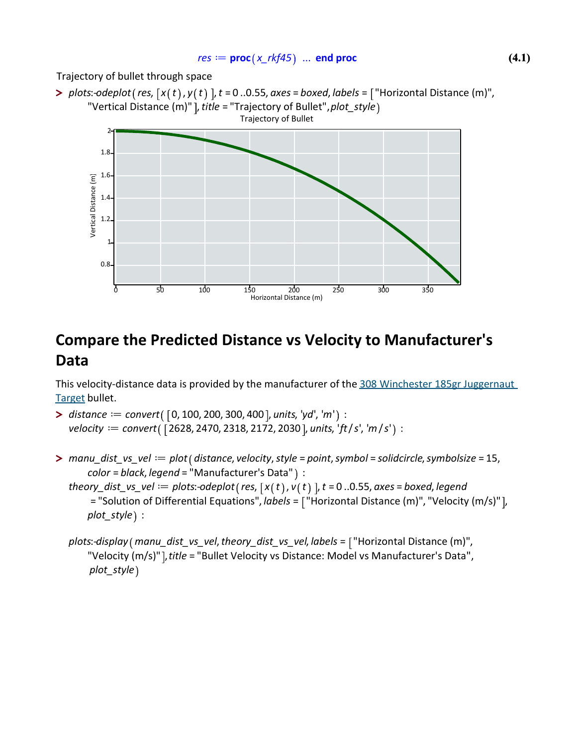```
res := proc(x_rkf45) ... end proc
```
(4.1)

Trajectory of bullet through space

```
> plots:-odeplot(res, [x(t), y(t)], t = 0 ..0.55, axes = boxed, labels = ["Horizontal Distance (m)",
    "Vertical Distance (m)"], title = "Trajectory of Bullet", plot_style)
```

## Compare the Predicted Distance vs Velocity to Manufacturer's Data

This velocity-distance data is provided by the manufacturer of the 308 Winchester 185gr Juggernaut Target bullet.

```
> distance := convert([0, 100, 200, 300, 400], units, 'yd', 'm') :
  velocity := convert([2628, 2470, 2318, 2172, 2030], units, 'ft/s', 'm/s') :
```

```
> manu_dist_vs_vel := plot(distance, velocity, style = point, symbol = solidcircle, symbolsize = 15,
    color = black, legend = "Manufacturer's Data") :
  theory_dist_vs_vel := plots:-odeplot(res, [x(t), v(t)], t = 0 ..0.55, axes = boxed, legend
    = "Solution of Differential Equations", labels = ["Horizontal Distance (m)", "Velocity (m/s)"],
    plot_style) :

  plots:-display(manu_dist_vs_vel, theory_dist_vs_vel, labels = ["Horizontal Distance (m)",
    "Velocity (m/s)"], title = "Bullet Velocity vs Distance: Model vs Manufacturer's Data",
    plot_style)
```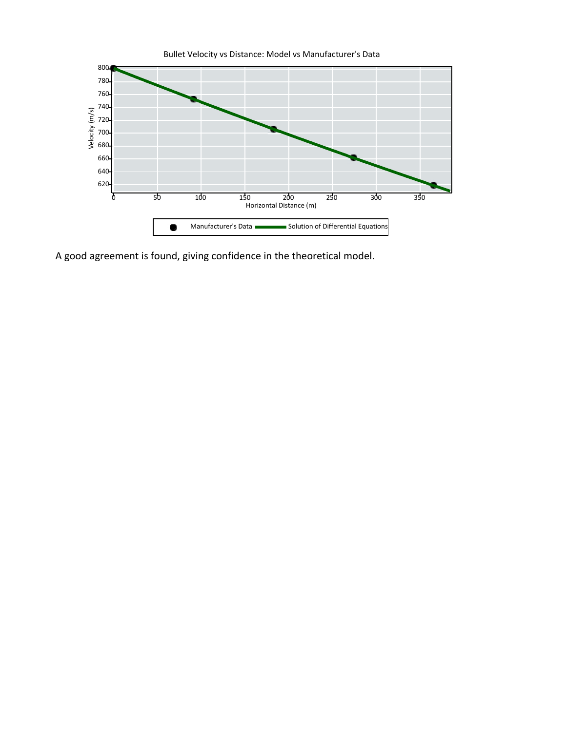Bullet Velocity vs Distance: Model vs Manufacturer's Data

Velocity (m/s)

800
780
760
740
720
700
680
660
640
620

0
50
100
150
200
250
300
350

Horizontal Distance (m)

Manufacturer's Data
Solution of Differential Equations

A good agreement is found, giving confidence in the theoretical model.